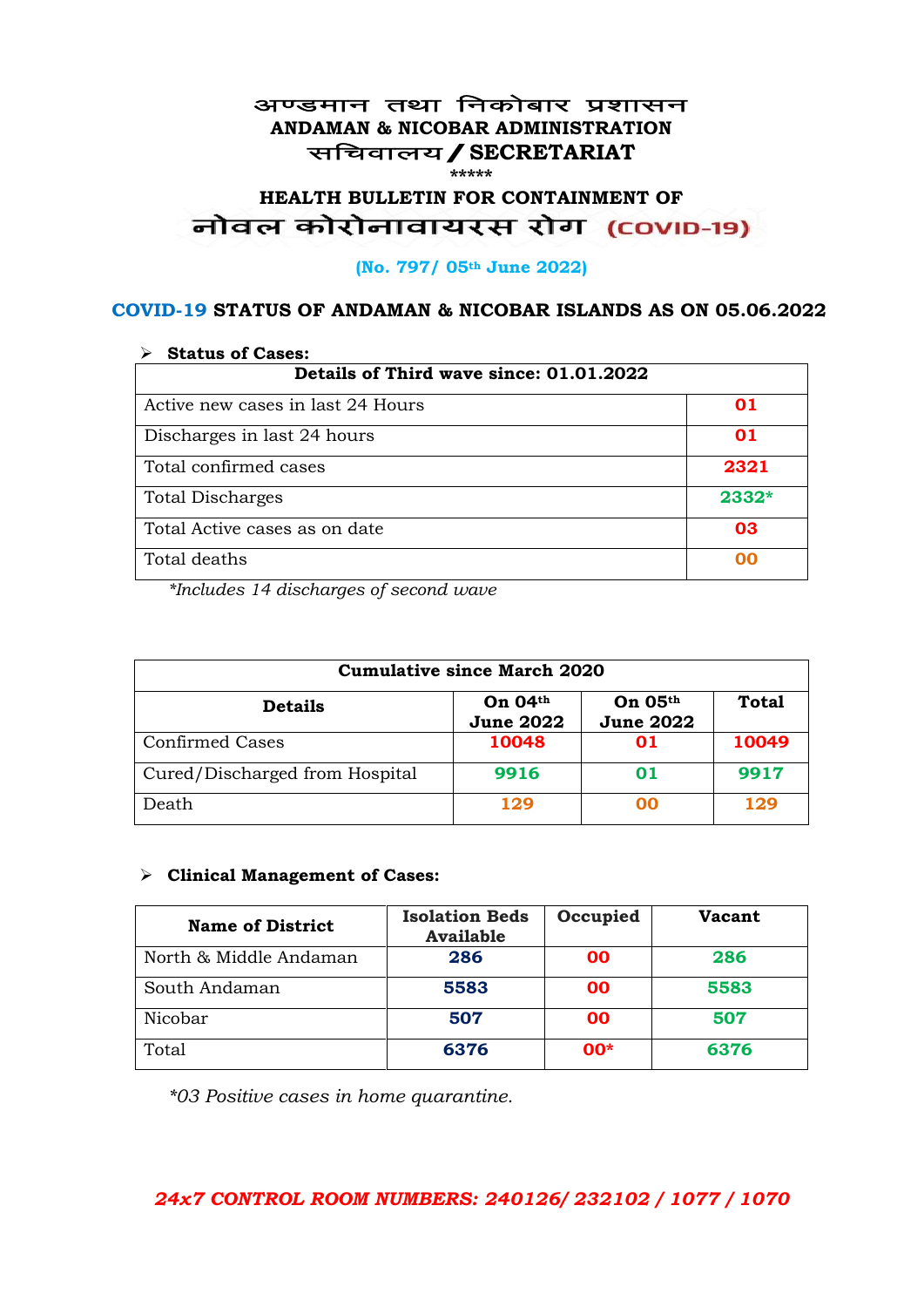# अण्डमान तथा निकोबार प्रशासन
## ANDAMAN & NICOBAR ADMINISTRATION
## सचिवालय / SECRETARIAT

*****

## HEALTH BULLETIN FOR CONTAINMENT OF
## नोवल कोरोनावायरस रोग (COVID-19)

**(No. 797/ 05th June 2022)**

### COVID-19 STATUS OF ANDAMAN & NICOBAR ISLANDS AS ON 05.06.2022

- **Status of Cases:**

| Details of Third wave since: 01.01.2022 | |
|---|---|
| Active new cases in last 24 Hours | 01 |
| Discharges in last 24 hours | 01 |
| Total confirmed cases | 2321 |
| Total Discharges | 2332* |
| Total Active cases as on date | 03 |
| Total deaths | 00 |

*\*Includes 14 discharges of second wave*

| Cumulative since March 2020 | | | |
|---|---|---|---|
| **Details** | **On 04th June 2022** | **On 05th June 2022** | **Total** |
| Confirmed Cases | 10048 | 01 | 10049 |
| Cured/Discharged from Hospital | 9916 | 01 | 9917 |
| Death | 129 | 00 | 129 |

- **Clinical Management of Cases:**

| Name of District | Isolation Beds Available | Occupied | Vacant |
|---|---|---|---|
| North & Middle Andaman | 286 | 00 | 286 |
| South Andaman | 5583 | 00 | 5583 |
| Nicobar | 507 | 00 | 507 |
| Total | 6376 | 00* | 6376 |

*\*03 Positive cases in home quarantine.*

***24x7 CONTROL ROOM NUMBERS: 240126/ 232102 / 1077 / 1070***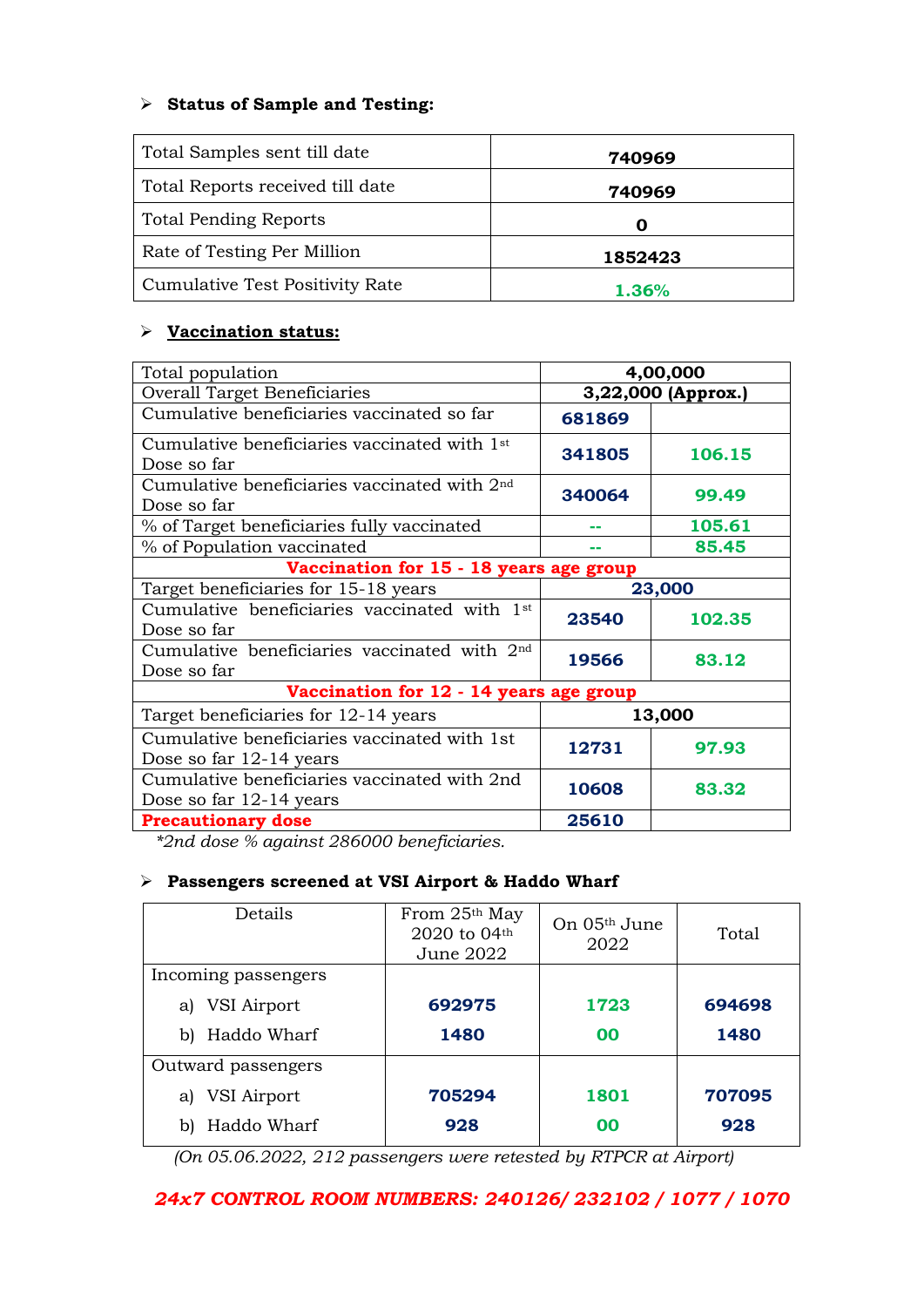- **Status of Sample and Testing:**

| | |
|---|---|
| Total Samples sent till date | 740969 |
| Total Reports received till date | 740969 |
| Total Pending Reports | 0 |
| Rate of Testing Per Million | 1852423 |
| Cumulative Test Positivity Rate | 1.36% |

- **Vaccination status:**

| | | |
|---|---|---|
| Total population | 4,00,000 | |
| Overall Target Beneficiaries | 3,22,000 (Approx.) | |
| Cumulative beneficiaries vaccinated so far | 681869 | |
| Cumulative beneficiaries vaccinated with 1st Dose so far | 341805 | 106.15 |
| Cumulative beneficiaries vaccinated with 2nd Dose so far | 340064 | 99.49 |
| % of Target beneficiaries fully vaccinated | -- | 105.61 |
| % of Population vaccinated | -- | 85.45 |
| **Vaccination for 15 - 18 years age group** | | |
| Target beneficiaries for 15-18 years | 23,000 | |
| Cumulative beneficiaries vaccinated with 1st Dose so far | 23540 | 102.35 |
| Cumulative beneficiaries vaccinated with 2nd Dose so far | 19566 | 83.12 |
| **Vaccination for 12 - 14 years age group** | | |
| Target beneficiaries for 12-14 years | 13,000 | |
| Cumulative beneficiaries vaccinated with 1st Dose so far 12-14 years | 12731 | 97.93 |
| Cumulative beneficiaries vaccinated with 2nd Dose so far 12-14 years | 10608 | 83.32 |
| **Precautionary dose** | 25610 | |

*\*2nd dose % against 286000 beneficiaries.*

- **Passengers screened at VSI Airport & Haddo Wharf**

| Details | From 25th May 2020 to 04th June 2022 | On 05th June 2022 | Total |
|---|---|---|---|
| Incoming passengers | | | |
| a) VSI Airport | 692975 | 1723 | 694698 |
| b) Haddo Wharf | 1480 | 00 | 1480 |
| Outward passengers | | | |
| a) VSI Airport | 705294 | 1801 | 707095 |
| b) Haddo Wharf | 928 | 00 | 928 |

*(On 05.06.2022, 212 passengers were retested by RTPCR at Airport)*

***24x7 CONTROL ROOM NUMBERS: 240126/ 232102 / 1077 / 1070***